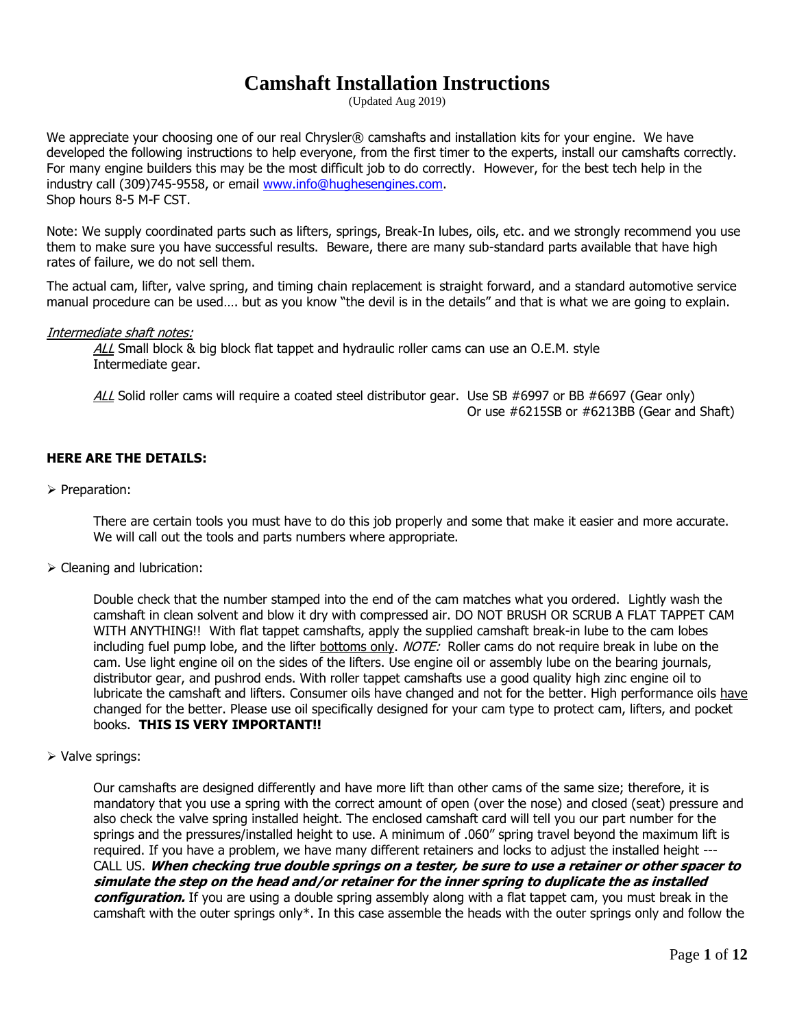# Camshaft Installation Instructions

(Updated Aug 2019)

We appreciate your choosing one of our real Chrysler® camshafts and installation kits for your engine. We have developed the following instructions to help everyone, from the first timer to the experts, install our camshafts correctly. For many engine builders this may be the most difficult job to do correctly. However, for the best tech help in the industry call (309)745-9558, or email [www.info@hughesengines.com](www.info@hughesengines.com).
Shop hours 8-5 M-F CST.

Note: We supply coordinated parts such as lifters, springs, Break-In lubes, oils, etc. and we strongly recommend you use them to make sure you have successful results. Beware, there are many sub-standard parts available that have high rates of failure, we do not sell them.

The actual cam, lifter, valve spring, and timing chain replacement is straight forward, and a standard automotive service manual procedure can be used…. but as you know "the devil is in the details" and that is what we are going to explain.

*Intermediate shaft notes:*

*ALL* Small block & big block flat tappet and hydraulic roller cams can use an O.E.M. style Intermediate gear.

*ALL* Solid roller cams will require a coated steel distributor gear. Use SB #6997 or BB #6697 (Gear only)
Or use #6215SB or #6213BB (Gear and Shaft)

**HERE ARE THE DETAILS:**

- Preparation:

  There are certain tools you must have to do this job properly and some that make it easier and more accurate. We will call out the tools and parts numbers where appropriate.

- Cleaning and lubrication:

  Double check that the number stamped into the end of the cam matches what you ordered. Lightly wash the camshaft in clean solvent and blow it dry with compressed air. DO NOT BRUSH OR SCRUB A FLAT TAPPET CAM WITH ANYTHING!! With flat tappet camshafts, apply the supplied camshaft break-in lube to the cam lobes including fuel pump lobe, and the lifter bottoms only. *NOTE:* Roller cams do not require break in lube on the cam. Use light engine oil on the sides of the lifters. Use engine oil or assembly lube on the bearing journals, distributor gear, and pushrod ends. With roller tappet camshafts use a good quality high zinc engine oil to lubricate the camshaft and lifters. Consumer oils have changed and not for the better. High performance oils have changed for the better. Please use oil specifically designed for your cam type to protect cam, lifters, and pocket books. **THIS IS VERY IMPORTANT!!**

- Valve springs:

  Our camshafts are designed differently and have more lift than other cams of the same size; therefore, it is mandatory that you use a spring with the correct amount of open (over the nose) and closed (seat) pressure and also check the valve spring installed height. The enclosed camshaft card will tell you our part number for the springs and the pressures/installed height to use. A minimum of .060" spring travel beyond the maximum lift is required. If you have a problem, we have many different retainers and locks to adjust the installed height --- CALL US. ***When checking true double springs on a tester, be sure to use a retainer or other spacer to simulate the step on the head and/or retainer for the inner spring to duplicate the as installed configuration.*** If you are using a double spring assembly along with a flat tappet cam, you must break in the camshaft with the outer springs only*. In this case assemble the heads with the outer springs only and follow the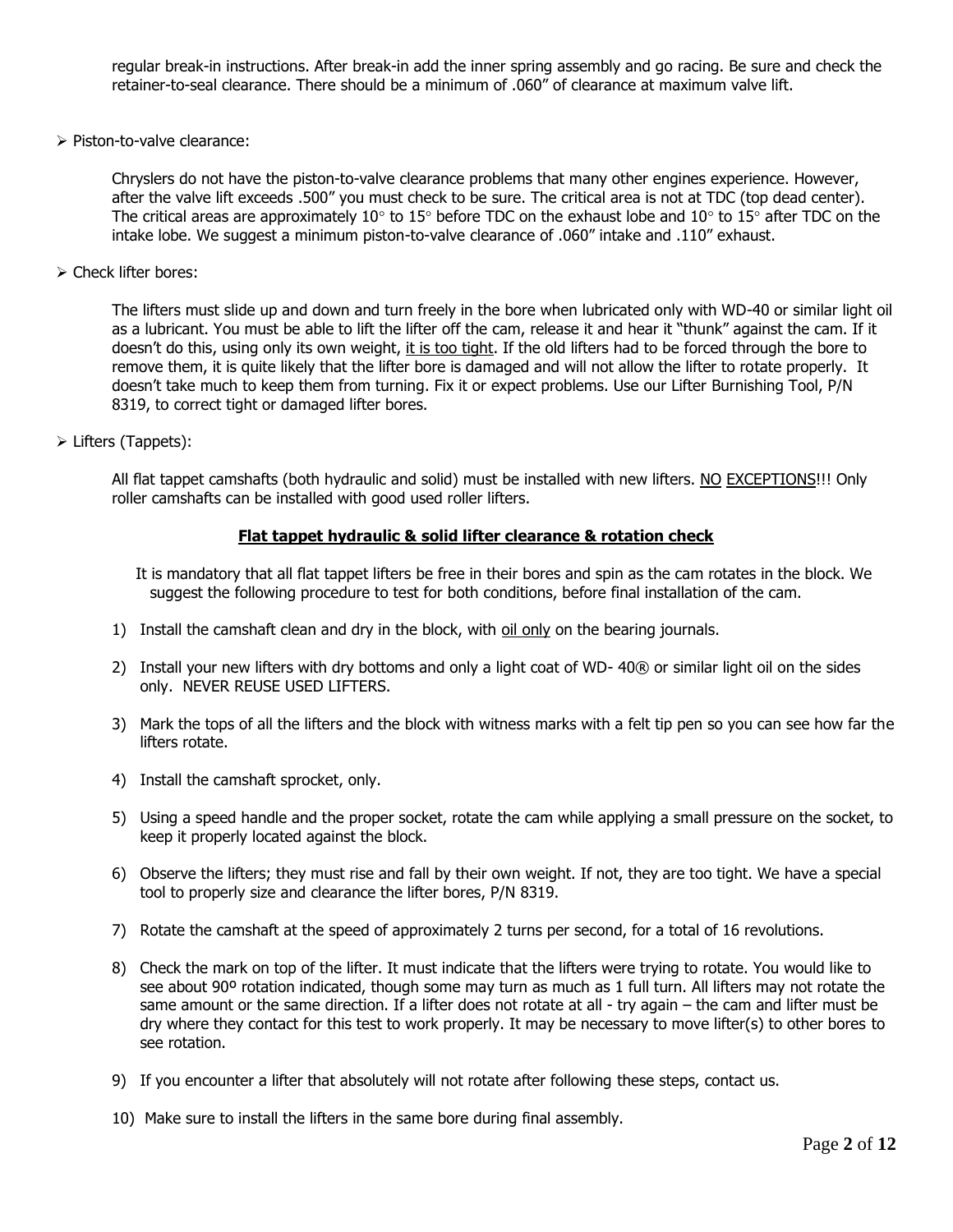regular break-in instructions. After break-in add the inner spring assembly and go racing. Be sure and check the retainer-to-seal clearance. There should be a minimum of .060" of clearance at maximum valve lift.

- Piston-to-valve clearance:

  Chryslers do not have the piston-to-valve clearance problems that many other engines experience. However, after the valve lift exceeds .500" you must check to be sure. The critical area is not at TDC (top dead center). The critical areas are approximately 10° to 15° before TDC on the exhaust lobe and 10° to 15° after TDC on the intake lobe. We suggest a minimum piston-to-valve clearance of .060" intake and .110" exhaust.

- Check lifter bores:

  The lifters must slide up and down and turn freely in the bore when lubricated only with WD-40 or similar light oil as a lubricant. You must be able to lift the lifter off the cam, release it and hear it "thunk" against the cam. If it doesn't do this, using only its own weight, it is too tight. If the old lifters had to be forced through the bore to remove them, it is quite likely that the lifter bore is damaged and will not allow the lifter to rotate properly. It doesn't take much to keep them from turning. Fix it or expect problems. Use our Lifter Burnishing Tool, P/N 8319, to correct tight or damaged lifter bores.

- Lifters (Tappets):

  All flat tappet camshafts (both hydraulic and solid) must be installed with new lifters. NO EXCEPTIONS!!! Only roller camshafts can be installed with good used roller lifters.

## Flat tappet hydraulic & solid lifter clearance & rotation check

It is mandatory that all flat tappet lifters be free in their bores and spin as the cam rotates in the block. We suggest the following procedure to test for both conditions, before final installation of the cam.

1) Install the camshaft clean and dry in the block, with oil only on the bearing journals.
2) Install your new lifters with dry bottoms and only a light coat of WD- 40® or similar light oil on the sides only. NEVER REUSE USED LIFTERS.
3) Mark the tops of all the lifters and the block with witness marks with a felt tip pen so you can see how far the lifters rotate.
4) Install the camshaft sprocket, only.
5) Using a speed handle and the proper socket, rotate the cam while applying a small pressure on the socket, to keep it properly located against the block.
6) Observe the lifters; they must rise and fall by their own weight. If not, they are too tight. We have a special tool to properly size and clearance the lifter bores, P/N 8319.
7) Rotate the camshaft at the speed of approximately 2 turns per second, for a total of 16 revolutions.
8) Check the mark on top of the lifter. It must indicate that the lifters were trying to rotate. You would like to see about 90º rotation indicated, though some may turn as much as 1 full turn. All lifters may not rotate the same amount or the same direction. If a lifter does not rotate at all - try again – the cam and lifter must be dry where they contact for this test to work properly. It may be necessary to move lifter(s) to other bores to see rotation.
9) If you encounter a lifter that absolutely will not rotate after following these steps, contact us.
10) Make sure to install the lifters in the same bore during final assembly.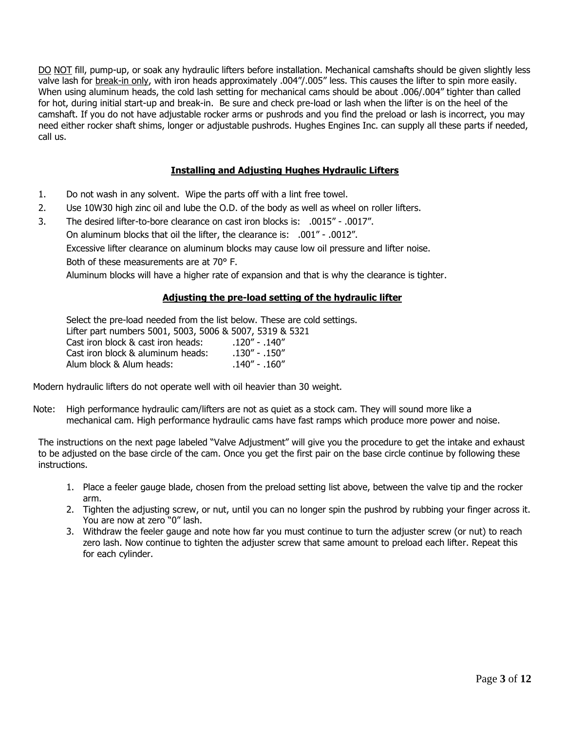<u>DO</u> <u>NOT</u> fill, pump-up, or soak any hydraulic lifters before installation. Mechanical camshafts should be given slightly less valve lash for <u>break-in only</u>, with iron heads approximately .004"/.005" less. This causes the lifter to spin more easily. When using aluminum heads, the cold lash setting for mechanical cams should be about .006/.004" tighter than called for hot, during initial start-up and break-in. Be sure and check pre-load or lash when the lifter is on the heel of the camshaft. If you do not have adjustable rocker arms or pushrods and you find the preload or lash is incorrect, you may need either rocker shaft shims, longer or adjustable pushrods. Hughes Engines Inc. can supply all these parts if needed, call us.

## Installing and Adjusting Hughes Hydraulic Lifters

1. Do not wash in any solvent. Wipe the parts off with a lint free towel.
2. Use 10W30 high zinc oil and lube the O.D. of the body as well as wheel on roller lifters.
3. The desired lifter-to-bore clearance on cast iron blocks is: .0015" - .0017".
   On aluminum blocks that oil the lifter, the clearance is: .001" - .0012".
   Excessive lifter clearance on aluminum blocks may cause low oil pressure and lifter noise.
   Both of these measurements are at 70° F.
   Aluminum blocks will have a higher rate of expansion and that is why the clearance is tighter.

## Adjusting the pre-load setting of the hydraulic lifter

Select the pre-load needed from the list below. These are cold settings.
Lifter part numbers 5001, 5003, 5006 & 5007, 5319 & 5321

| | |
|---|---|
| Cast iron block & cast iron heads: | .120" - .140" |
| Cast iron block & aluminum heads: | .130" - .150" |
| Alum block & Alum heads: | .140" - .160" |

Modern hydraulic lifters do not operate well with oil heavier than 30 weight.

Note: High performance hydraulic cam/lifters are not as quiet as a stock cam. They will sound more like a mechanical cam. High performance hydraulic cams have fast ramps which produce more power and noise.

The instructions on the next page labeled "Valve Adjustment" will give you the procedure to get the intake and exhaust to be adjusted on the base circle of the cam. Once you get the first pair on the base circle continue by following these instructions.

1. Place a feeler gauge blade, chosen from the preload setting list above, between the valve tip and the rocker arm.
2. Tighten the adjusting screw, or nut, until you can no longer spin the pushrod by rubbing your finger across it. You are now at zero "0" lash.
3. Withdraw the feeler gauge and note how far you must continue to turn the adjuster screw (or nut) to reach zero lash. Now continue to tighten the adjuster screw that same amount to preload each lifter. Repeat this for each cylinder.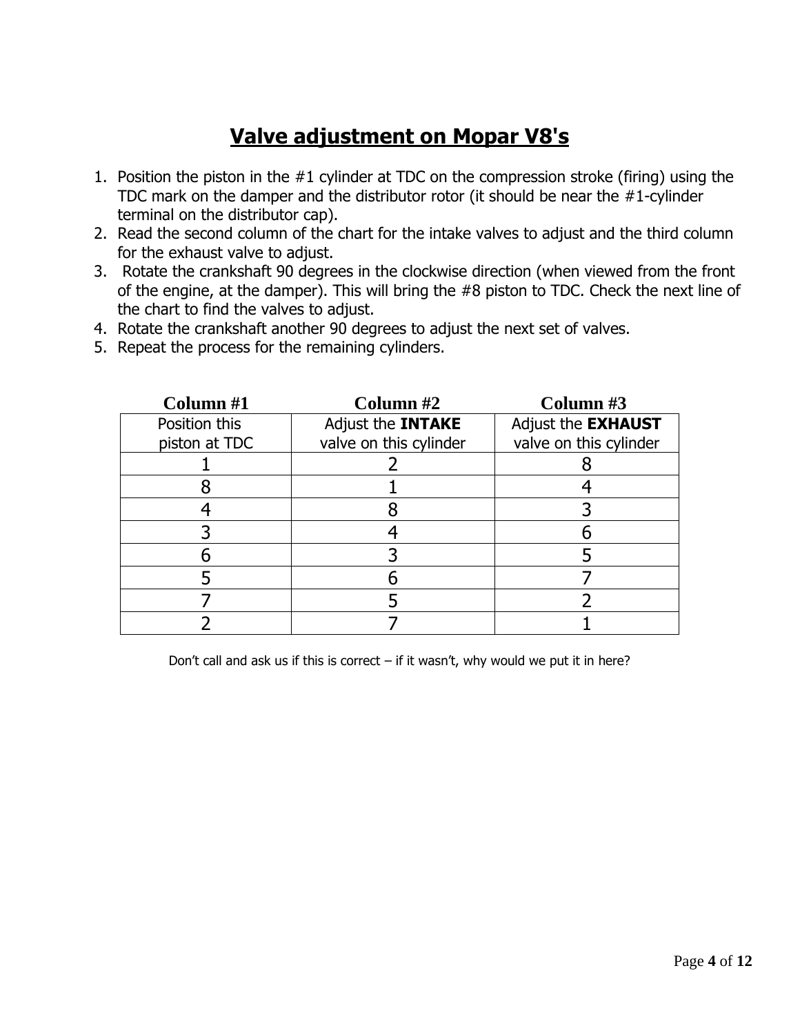# Valve adjustment on Mopar V8's

1. Position the piston in the #1 cylinder at TDC on the compression stroke (firing) using the TDC mark on the damper and the distributor rotor (it should be near the #1-cylinder terminal on the distributor cap).
2. Read the second column of the chart for the intake valves to adjust and the third column for the exhaust valve to adjust.
3. Rotate the crankshaft 90 degrees in the clockwise direction (when viewed from the front of the engine, at the damper). This will bring the #8 piston to TDC. Check the next line of the chart to find the valves to adjust.
4. Rotate the crankshaft another 90 degrees to adjust the next set of valves.
5. Repeat the process for the remaining cylinders.

| Column #1 | Column #2 | Column #3 |
|---|---|---|
| Position this piston at TDC | Adjust the **INTAKE** valve on this cylinder | Adjust the **EXHAUST** valve on this cylinder |
| 1 | 2 | 8 |
| 8 | 1 | 4 |
| 4 | 8 | 3 |
| 3 | 4 | 6 |
| 6 | 3 | 5 |
| 5 | 6 | 7 |
| 7 | 5 | 2 |
| 2 | 7 | 1 |

Don’t call and ask us if this is correct – if it wasn’t, why would we put it in here?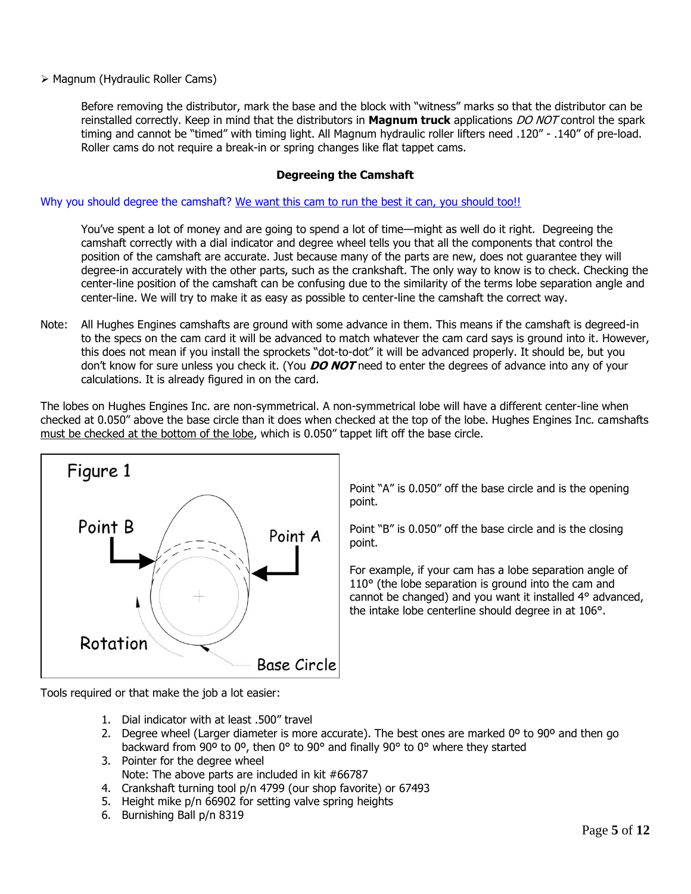➢ Magnum (Hydraulic Roller Cams)

Before removing the distributor, mark the base and the block with "witness" marks so that the distributor can be reinstalled correctly. Keep in mind that the distributors in **Magnum truck** applications *DO NOT* control the spark timing and cannot be "timed" with timing light. All Magnum hydraulic roller lifters need .120" - .140" of pre-load. Roller cams do not require a break-in or spring changes like flat tappet cams.

### Degreeing the Camshaft

Why you should degree the camshaft? We want this cam to run the best it can, you should too!!

You've spent a lot of money and are going to spend a lot of time—might as well do it right. Degreeing the camshaft correctly with a dial indicator and degree wheel tells you that all the components that control the position of the camshaft are accurate. Just because many of the parts are new, does not guarantee they will degree-in accurately with the other parts, such as the crankshaft. The only way to know is to check. Checking the center-line position of the camshaft can be confusing due to the similarity of the terms lobe separation angle and center-line. We will try to make it as easy as possible to center-line the camshaft the correct way.

Note: All Hughes Engines camshafts are ground with some advance in them. This means if the camshaft is degreed-in to the specs on the cam card it will be advanced to match whatever the cam card says is ground into it. However, this does not mean if you install the sprockets "dot-to-dot" it will be advanced properly. It should be, but you don't know for sure unless you check it. (You ***DO NOT*** need to enter the degrees of advance into any of your calculations. It is already figured in on the card.

The lobes on Hughes Engines Inc. are non-symmetrical. A non-symmetrical lobe will have a different center-line when checked at 0.050" above the base circle than it does when checked at the top of the lobe. Hughes Engines Inc. camshafts must be checked at the bottom of the lobe, which is 0.050" tappet lift off the base circle.

Figure 1

Point B

Point A

Rotation

Base Circle

Point "A" is 0.050" off the base circle and is the opening point.

Point "B" is 0.050" off the base circle and is the closing point.

For example, if your cam has a lobe separation angle of 110° (the lobe separation is ground into the cam and cannot be changed) and you want it installed 4° advanced, the intake lobe centerline should degree in at 106°.

Tools required or that make the job a lot easier:

1. Dial indicator with at least .500" travel
2. Degree wheel (Larger diameter is more accurate). The best ones are marked 0º to 90º and then go backward from 90º to 0º, then 0° to 90° and finally 90° to 0° where they started
3. Pointer for the degree wheel
   Note: The above parts are included in kit #66787
4. Crankshaft turning tool p/n 4799 (our shop favorite) or 67493
5. Height mike p/n 66902 for setting valve spring heights
6. Burnishing Ball p/n 8319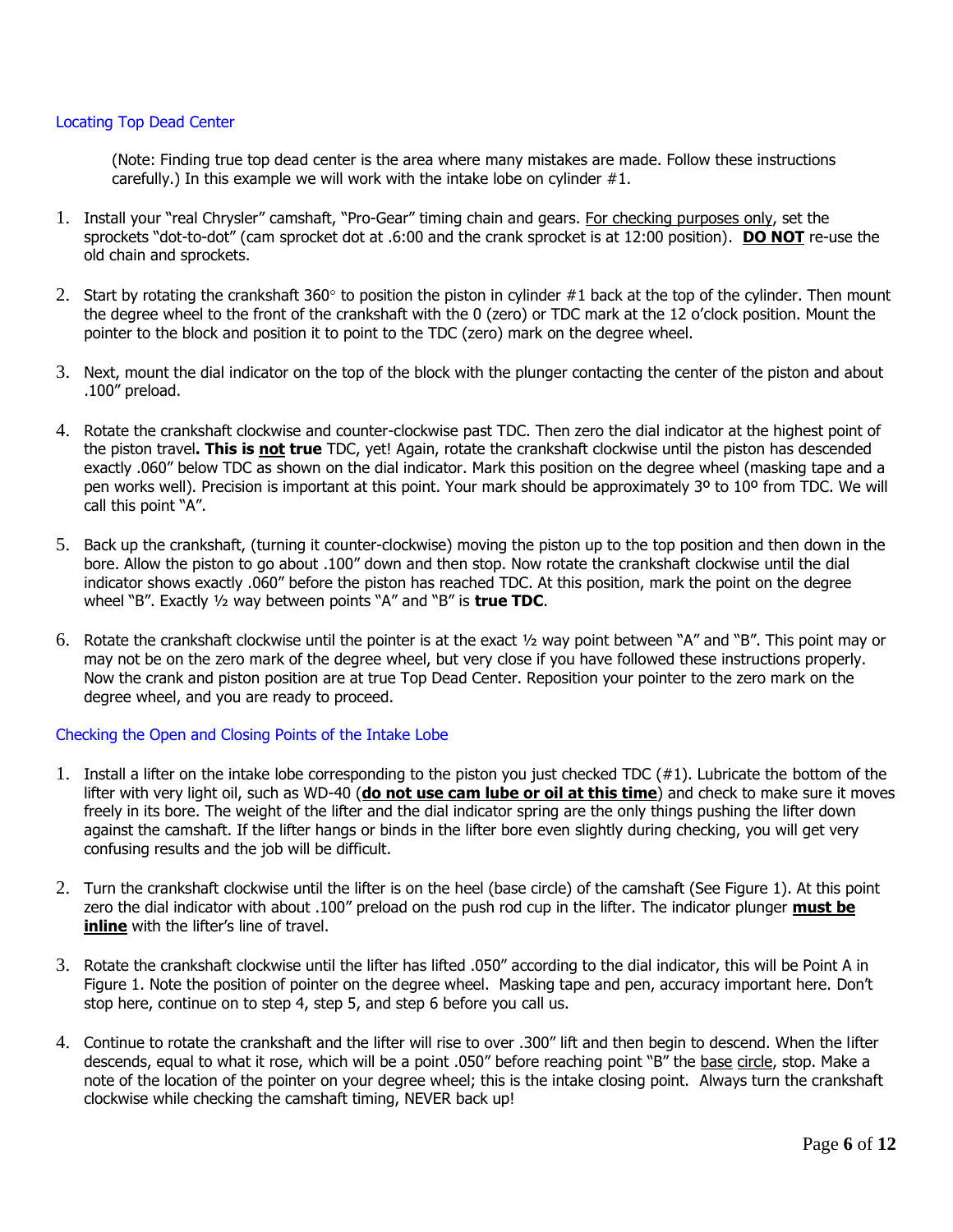## Locating Top Dead Center

(Note: Finding true top dead center is the area where many mistakes are made. Follow these instructions carefully.) In this example we will work with the intake lobe on cylinder #1.

1. Install your "real Chrysler" camshaft, "Pro-Gear" timing chain and gears. <u>For checking purposes only</u>, set the sprockets "dot-to-dot" (cam sprocket dot at .6:00 and the crank sprocket is at 12:00 position). **<u>DO NOT</u>** re-use the old chain and sprockets.

2. Start by rotating the crankshaft 360° to position the piston in cylinder #1 back at the top of the cylinder. Then mount the degree wheel to the front of the crankshaft with the 0 (zero) or TDC mark at the 12 o'clock position. Mount the pointer to the block and position it to point to the TDC (zero) mark on the degree wheel.

3. Next, mount the dial indicator on the top of the block with the plunger contacting the center of the piston and about .100" preload.

4. Rotate the crankshaft clockwise and counter-clockwise past TDC. Then zero the dial indicator at the highest point of the piston travel**. This is <u>not</u> true** TDC, yet! Again, rotate the crankshaft clockwise until the piston has descended exactly .060" below TDC as shown on the dial indicator. Mark this position on the degree wheel (masking tape and a pen works well). Precision is important at this point. Your mark should be approximately 3º to 10º from TDC. We will call this point "A".

5. Back up the crankshaft, (turning it counter-clockwise) moving the piston up to the top position and then down in the bore. Allow the piston to go about .100" down and then stop. Now rotate the crankshaft clockwise until the dial indicator shows exactly .060" before the piston has reached TDC. At this position, mark the point on the degree wheel "B". Exactly ½ way between points "A" and "B" is **true TDC**.

6. Rotate the crankshaft clockwise until the pointer is at the exact ½ way point between "A" and "B". This point may or may not be on the zero mark of the degree wheel, but very close if you have followed these instructions properly. Now the crank and piston position are at true Top Dead Center. Reposition your pointer to the zero mark on the degree wheel, and you are ready to proceed.

## Checking the Open and Closing Points of the Intake Lobe

1. Install a lifter on the intake lobe corresponding to the piston you just checked TDC (#1). Lubricate the bottom of the lifter with very light oil, such as WD-40 (**<u>do not use cam lube or oil at this time</u>**) and check to make sure it moves freely in its bore. The weight of the lifter and the dial indicator spring are the only things pushing the lifter down against the camshaft. If the lifter hangs or binds in the lifter bore even slightly during checking, you will get very confusing results and the job will be difficult.

2. Turn the crankshaft clockwise until the lifter is on the heel (base circle) of the camshaft (See Figure 1). At this point zero the dial indicator with about .100" preload on the push rod cup in the lifter. The indicator plunger **<u>must be inline</u>** with the lifter's line of travel.

3. Rotate the crankshaft clockwise until the lifter has lifted .050" according to the dial indicator, this will be Point A in Figure 1. Note the position of pointer on the degree wheel. Masking tape and pen, accuracy important here. Don't stop here, continue on to step 4, step 5, and step 6 before you call us.

4. Continue to rotate the crankshaft and the lifter will rise to over .300" lift and then begin to descend. When the lifter descends, equal to what it rose, which will be a point .050" before reaching point "B" the <u>base circle</u>, stop. Make a note of the location of the pointer on your degree wheel; this is the intake closing point. Always turn the crankshaft clockwise while checking the camshaft timing, NEVER back up!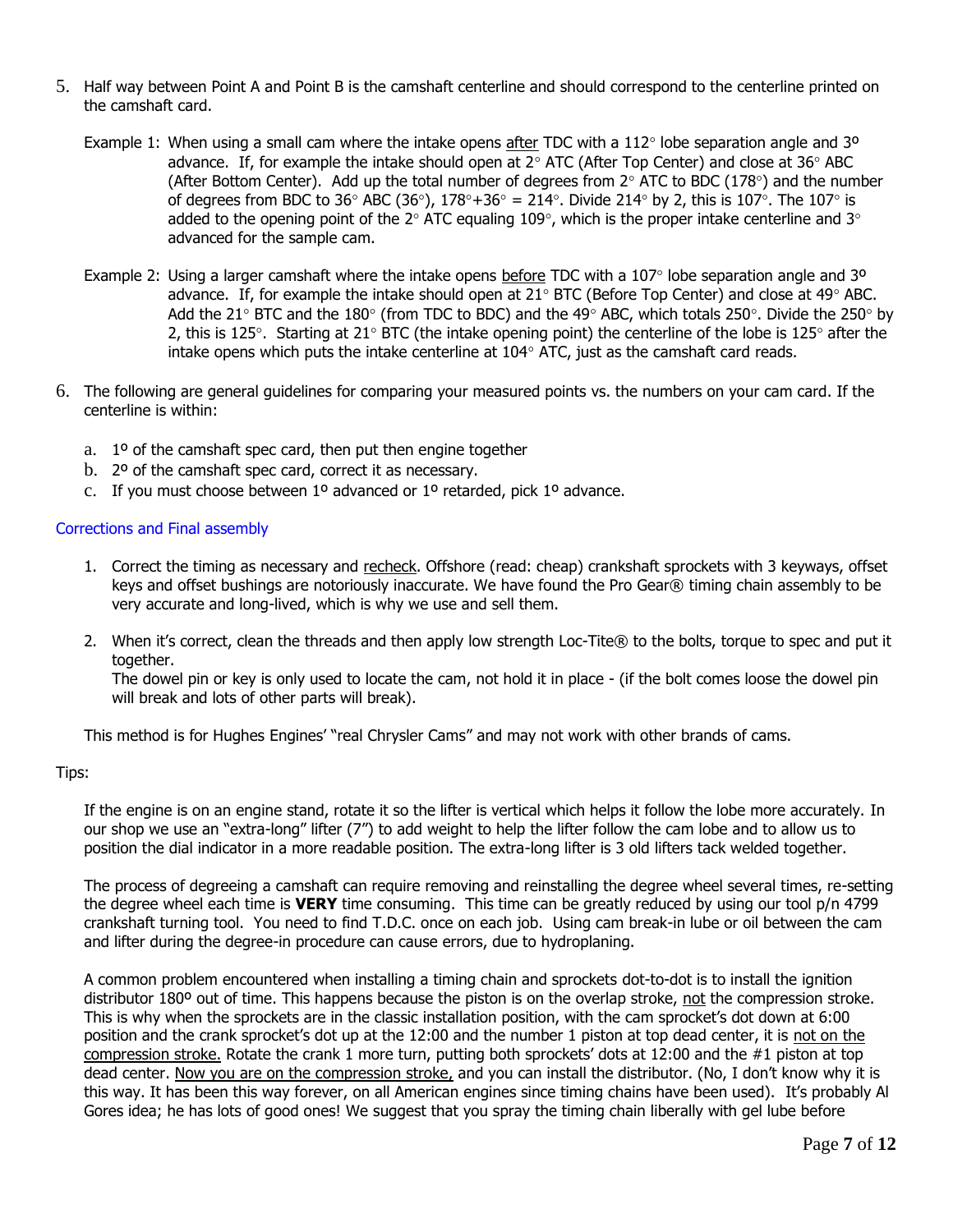5. Half way between Point A and Point B is the camshaft centerline and should correspond to the centerline printed on the camshaft card.

   Example 1: When using a small cam where the intake opens after TDC with a 112° lobe separation angle and 3º advance. If, for example the intake should open at 2° ATC (After Top Center) and close at 36° ABC (After Bottom Center). Add up the total number of degrees from 2° ATC to BDC (178°) and the number of degrees from BDC to 36° ABC (36°), 178°+36° = 214°. Divide 214° by 2, this is 107°. The 107° is added to the opening point of the 2° ATC equaling 109°, which is the proper intake centerline and 3° advanced for the sample cam.

   Example 2: Using a larger camshaft where the intake opens before TDC with a 107° lobe separation angle and 3º advance. If, for example the intake should open at 21° BTC (Before Top Center) and close at 49° ABC. Add the 21° BTC and the 180° (from TDC to BDC) and the 49° ABC, which totals 250°. Divide the 250° by 2, this is 125°. Starting at 21° BTC (the intake opening point) the centerline of the lobe is 125° after the intake opens which puts the intake centerline at 104° ATC, just as the camshaft card reads.

6. The following are general guidelines for comparing your measured points vs. the numbers on your cam card. If the centerline is within:

   a. 1º of the camshaft spec card, then put then engine together
   b. 2º of the camshaft spec card, correct it as necessary.
   c. If you must choose between 1º advanced or 1º retarded, pick 1º advance.

## Corrections and Final assembly

1. Correct the timing as necessary and recheck. Offshore (read: cheap) crankshaft sprockets with 3 keyways, offset keys and offset bushings are notoriously inaccurate. We have found the Pro Gear® timing chain assembly to be very accurate and long-lived, which is why we use and sell them.

2. When it's correct, clean the threads and then apply low strength Loc-Tite® to the bolts, torque to spec and put it together.
   The dowel pin or key is only used to locate the cam, not hold it in place - (if the bolt comes loose the dowel pin will break and lots of other parts will break).

This method is for Hughes Engines' "real Chrysler Cams" and may not work with other brands of cams.

Tips:

If the engine is on an engine stand, rotate it so the lifter is vertical which helps it follow the lobe more accurately. In our shop we use an "extra-long" lifter (7") to add weight to help the lifter follow the cam lobe and to allow us to position the dial indicator in a more readable position. The extra-long lifter is 3 old lifters tack welded together.

The process of degreeing a camshaft can require removing and reinstalling the degree wheel several times, re-setting the degree wheel each time is **VERY** time consuming. This time can be greatly reduced by using our tool p/n 4799 crankshaft turning tool. You need to find T.D.C. once on each job. Using cam break-in lube or oil between the cam and lifter during the degree-in procedure can cause errors, due to hydroplaning.

A common problem encountered when installing a timing chain and sprockets dot-to-dot is to install the ignition distributor 180º out of time. This happens because the piston is on the overlap stroke, not the compression stroke. This is why when the sprockets are in the classic installation position, with the cam sprocket's dot down at 6:00 position and the crank sprocket's dot up at the 12:00 and the number 1 piston at top dead center, it is not on the compression stroke. Rotate the crank 1 more turn, putting both sprockets' dots at 12:00 and the #1 piston at top dead center. Now you are on the compression stroke, and you can install the distributor. (No, I don't know why it is this way. It has been this way forever, on all American engines since timing chains have been used). It's probably Al Gores idea; he has lots of good ones! We suggest that you spray the timing chain liberally with gel lube before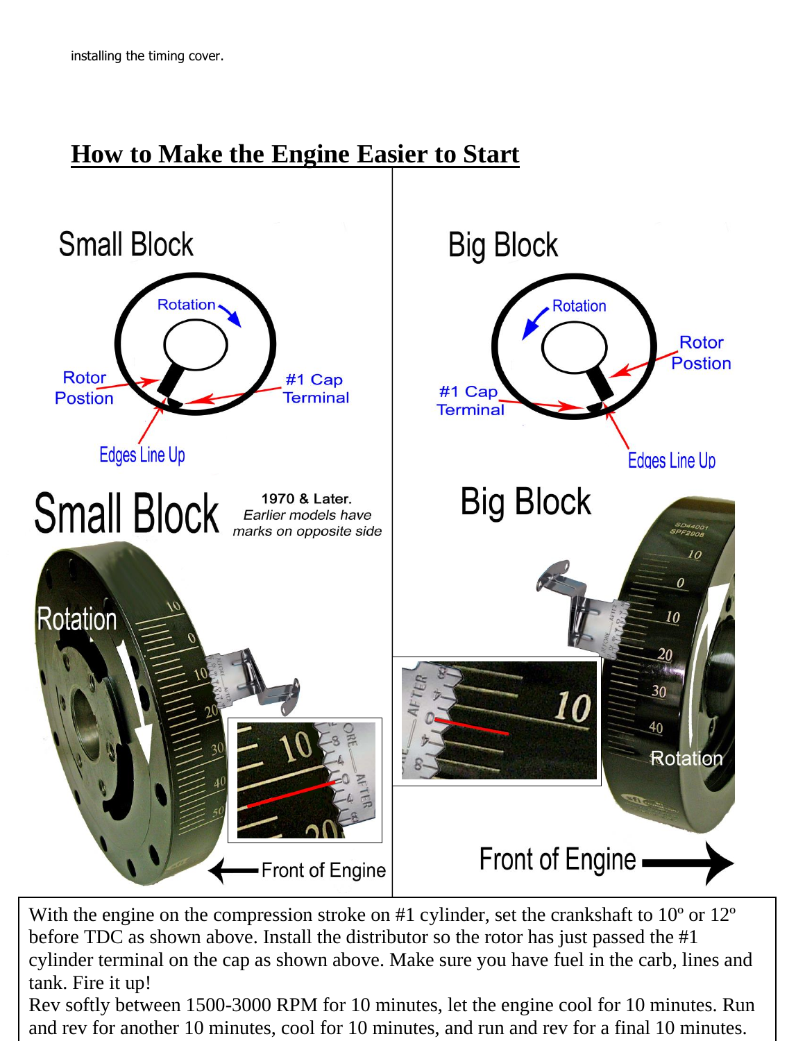installing the timing cover.

# How to Make the Engine Easier to Start

## Small Block

Rotation

Rotor Postion

#1 Cap Terminal

Edges Line Up

## Big Block

Rotation

Rotor Postion

#1 Cap Terminal

Edges Line Up

## Small Block

**1970 & Later.**
*Earlier models have marks on opposite side*

Rotation

Front of Engine

## Big Block

Rotation

Front of Engine

With the engine on the compression stroke on #1 cylinder, set the crankshaft to 10º or 12º before TDC as shown above. Install the distributor so the rotor has just passed the #1 cylinder terminal on the cap as shown above. Make sure you have fuel in the carb, lines and tank. Fire it up!
Rev softly between 1500-3000 RPM for 10 minutes, let the engine cool for 10 minutes. Run and rev for another 10 minutes, cool for 10 minutes, and run and rev for a final 10 minutes.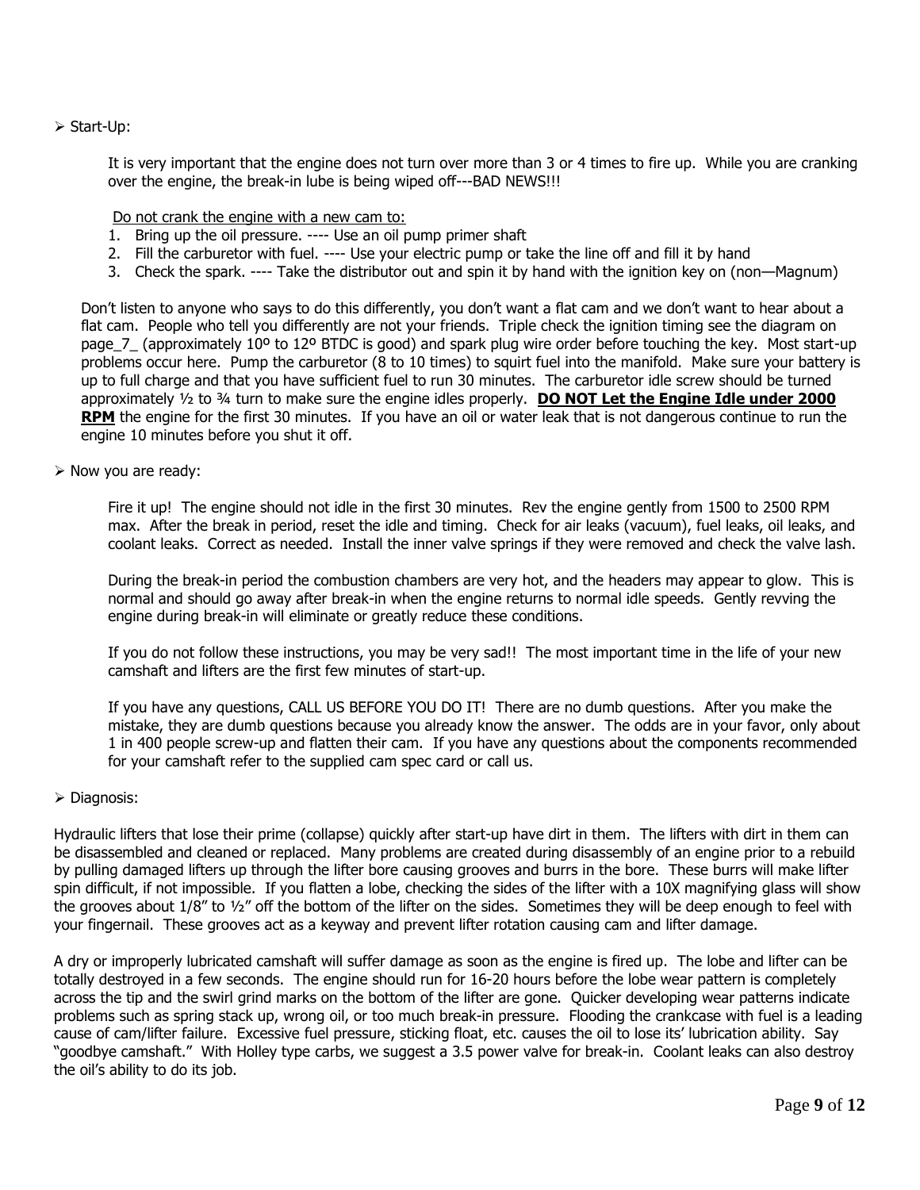- Start-Up:

It is very important that the engine does not turn over more than 3 or 4 times to fire up. While you are cranking over the engine, the break-in lube is being wiped off---BAD NEWS!!!

Do not crank the engine with a new cam to:

1. Bring up the oil pressure. ---- Use an oil pump primer shaft
2. Fill the carburetor with fuel. ---- Use your electric pump or take the line off and fill it by hand
3. Check the spark. ---- Take the distributor out and spin it by hand with the ignition key on (non—Magnum)

Don't listen to anyone who says to do this differently, you don't want a flat cam and we don't want to hear about a flat cam. People who tell you differently are not your friends. Triple check the ignition timing see the diagram on page_7_ (approximately 10º to 12º BTDC is good) and spark plug wire order before touching the key. Most start-up problems occur here. Pump the carburetor (8 to 10 times) to squirt fuel into the manifold. Make sure your battery is up to full charge and that you have sufficient fuel to run 30 minutes. The carburetor idle screw should be turned approximately ½ to ¾ turn to make sure the engine idles properly. **DO NOT Let the Engine Idle under 2000 RPM** the engine for the first 30 minutes. If you have an oil or water leak that is not dangerous continue to run the engine 10 minutes before you shut it off.

- Now you are ready:

Fire it up! The engine should not idle in the first 30 minutes. Rev the engine gently from 1500 to 2500 RPM max. After the break in period, reset the idle and timing. Check for air leaks (vacuum), fuel leaks, oil leaks, and coolant leaks. Correct as needed. Install the inner valve springs if they were removed and check the valve lash.

During the break-in period the combustion chambers are very hot, and the headers may appear to glow. This is normal and should go away after break-in when the engine returns to normal idle speeds. Gently revving the engine during break-in will eliminate or greatly reduce these conditions.

If you do not follow these instructions, you may be very sad!! The most important time in the life of your new camshaft and lifters are the first few minutes of start-up.

If you have any questions, CALL US BEFORE YOU DO IT! There are no dumb questions. After you make the mistake, they are dumb questions because you already know the answer. The odds are in your favor, only about 1 in 400 people screw-up and flatten their cam. If you have any questions about the components recommended for your camshaft refer to the supplied cam spec card or call us.

- Diagnosis:

Hydraulic lifters that lose their prime (collapse) quickly after start-up have dirt in them. The lifters with dirt in them can be disassembled and cleaned or replaced. Many problems are created during disassembly of an engine prior to a rebuild by pulling damaged lifters up through the lifter bore causing grooves and burrs in the bore. These burrs will make lifter spin difficult, if not impossible. If you flatten a lobe, checking the sides of the lifter with a 10X magnifying glass will show the grooves about 1/8" to ½" off the bottom of the lifter on the sides. Sometimes they will be deep enough to feel with your fingernail. These grooves act as a keyway and prevent lifter rotation causing cam and lifter damage.

A dry or improperly lubricated camshaft will suffer damage as soon as the engine is fired up. The lobe and lifter can be totally destroyed in a few seconds. The engine should run for 16-20 hours before the lobe wear pattern is completely across the tip and the swirl grind marks on the bottom of the lifter are gone. Quicker developing wear patterns indicate problems such as spring stack up, wrong oil, or too much break-in pressure. Flooding the crankcase with fuel is a leading cause of cam/lifter failure. Excessive fuel pressure, sticking float, etc. causes the oil to lose its' lubrication ability. Say "goodbye camshaft." With Holley type carbs, we suggest a 3.5 power valve for break-in. Coolant leaks can also destroy the oil's ability to do its job.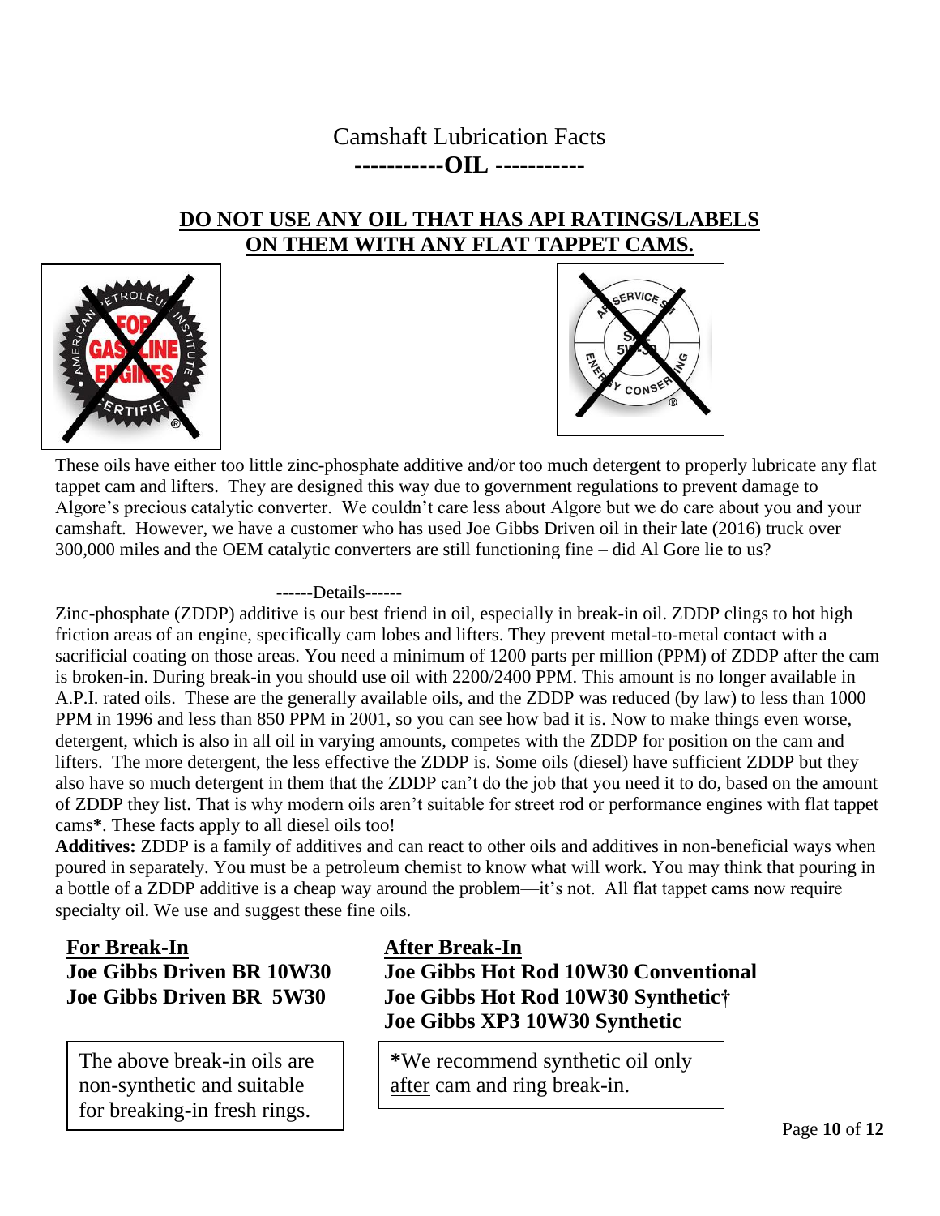# Camshaft Lubrication Facts

## -----------OIL -----------

**DO NOT USE ANY OIL THAT HAS API RATINGS/LABELS ON THEM WITH ANY FLAT TAPPET CAMS.**

These oils have either too little zinc-phosphate additive and/or too much detergent to properly lubricate any flat tappet cam and lifters. They are designed this way due to government regulations to prevent damage to Algore's precious catalytic converter. We couldn't care less about Algore but we do care about you and your camshaft. However, we have a customer who has used Joe Gibbs Driven oil in their late (2016) truck over 300,000 miles and the OEM catalytic converters are still functioning fine – did Al Gore lie to us?

------Details------

Zinc-phosphate (ZDDP) additive is our best friend in oil, especially in break-in oil. ZDDP clings to hot high friction areas of an engine, specifically cam lobes and lifters. They prevent metal-to-metal contact with a sacrificial coating on those areas. You need a minimum of 1200 parts per million (PPM) of ZDDP after the cam is broken-in. During break-in you should use oil with 2200/2400 PPM. This amount is no longer available in A.P.I. rated oils. These are the generally available oils, and the ZDDP was reduced (by law) to less than 1000 PPM in 1996 and less than 850 PPM in 2001, so you can see how bad it is. Now to make things even worse, detergent, which is also in all oil in varying amounts, competes with the ZDDP for position on the cam and lifters. The more detergent, the less effective the ZDDP is. Some oils (diesel) have sufficient ZDDP but they also have so much detergent in them that the ZDDP can't do the job that you need it to do, based on the amount of ZDDP they list. That is why modern oils aren't suitable for street rod or performance engines with flat tappet cams**\***. These facts apply to all diesel oils too!

**Additives:** ZDDP is a family of additives and can react to other oils and additives in non-beneficial ways when poured in separately. You must be a petroleum chemist to know what will work. You may think that pouring in a bottle of a ZDDP additive is a cheap way around the problem—it's not. All flat tappet cams now require specialty oil. We use and suggest these fine oils.

**For Break-In**

**Joe Gibbs Driven BR 10W30**

**Joe Gibbs Driven BR 5W30**

The above break-in oils are non-synthetic and suitable for breaking-in fresh rings.

**After Break-In**

**Joe Gibbs Hot Rod 10W30 Conventional**

**Joe Gibbs Hot Rod 10W30 Synthetic†**

**Joe Gibbs XP3 10W30 Synthetic**

**\***We recommend synthetic oil only after cam and ring break-in.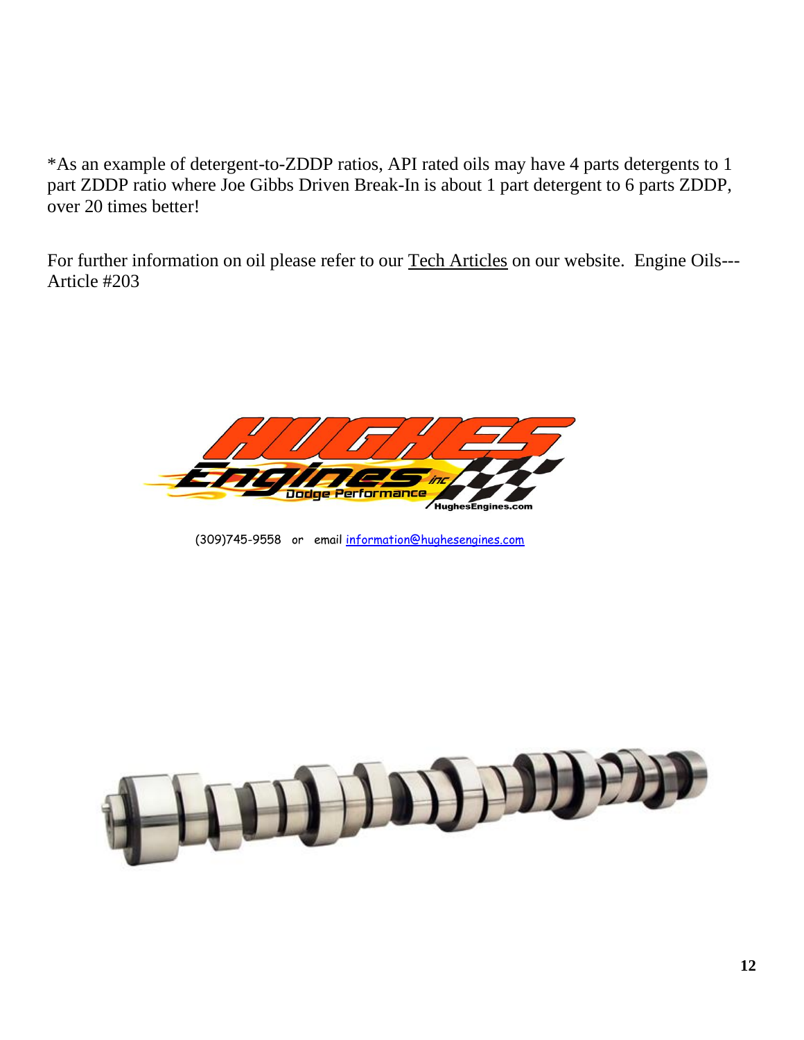*As an example of detergent-to-ZDDP ratios, API rated oils may have 4 parts detergents to 1 part ZDDP ratio where Joe Gibbs Driven Break-In is about 1 part detergent to 6 parts ZDDP, over 20 times better!

For further information on oil please refer to our Tech Articles on our website. Engine Oils---Article #203

(309)745-9558 or email information@hughesengines.com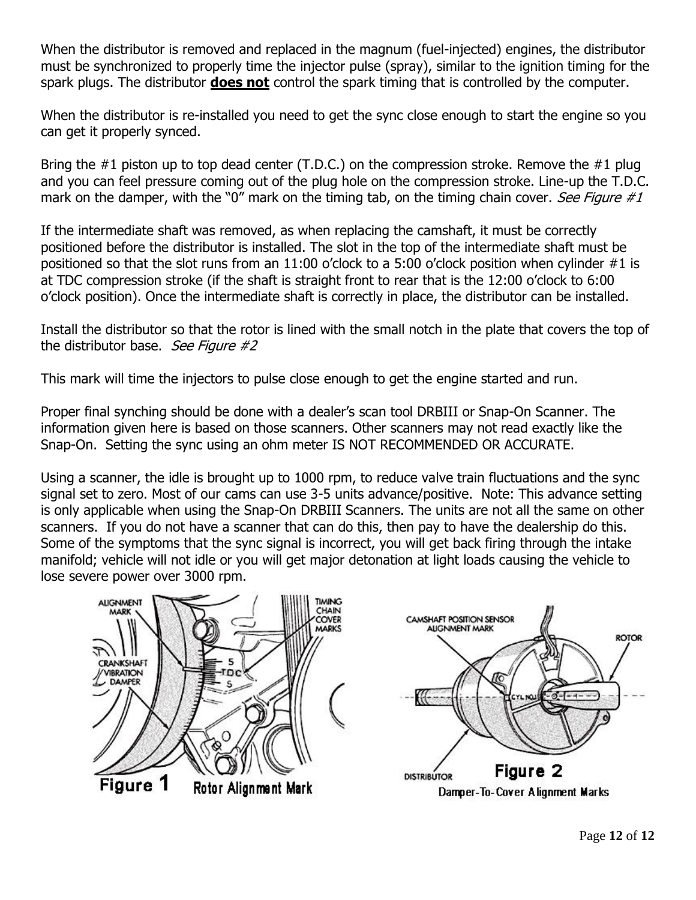When the distributor is removed and replaced in the magnum (fuel-injected) engines, the distributor must be synchronized to properly time the injector pulse (spray), similar to the ignition timing for the spark plugs. The distributor **does not** control the spark timing that is controlled by the computer.

When the distributor is re-installed you need to get the sync close enough to start the engine so you can get it properly synced.

Bring the #1 piston up to top dead center (T.D.C.) on the compression stroke. Remove the #1 plug and you can feel pressure coming out of the plug hole on the compression stroke. Line-up the T.D.C. mark on the damper, with the "0" mark on the timing tab, on the timing chain cover. *See Figure #1*

If the intermediate shaft was removed, as when replacing the camshaft, it must be correctly positioned before the distributor is installed. The slot in the top of the intermediate shaft must be positioned so that the slot runs from an 11:00 o'clock to a 5:00 o'clock position when cylinder #1 is at TDC compression stroke (if the shaft is straight front to rear that is the 12:00 o'clock to 6:00 o'clock position). Once the intermediate shaft is correctly in place, the distributor can be installed.

Install the distributor so that the rotor is lined with the small notch in the plate that covers the top of the distributor base. *See Figure #2*

This mark will time the injectors to pulse close enough to get the engine started and run.

Proper final synching should be done with a dealer's scan tool DRBIII or Snap-On Scanner. The information given here is based on those scanners. Other scanners may not read exactly like the Snap-On. Setting the sync using an ohm meter IS NOT RECOMMENDED OR ACCURATE.

Using a scanner, the idle is brought up to 1000 rpm, to reduce valve train fluctuations and the sync signal set to zero. Most of our cams can use 3-5 units advance/positive. Note: This advance setting is only applicable when using the Snap-On DRBIII Scanners. The units are not all the same on other scanners. If you do not have a scanner that can do this, then pay to have the dealership do this. Some of the symptoms that the sync signal is incorrect, you will get back firing through the intake manifold; vehicle will not idle or you will get major detonation at light loads causing the vehicle to lose severe power over 3000 rpm.

**Figure 1** Rotor Alignment Mark

**Figure 2** Damper-To-Cover Alignment Marks